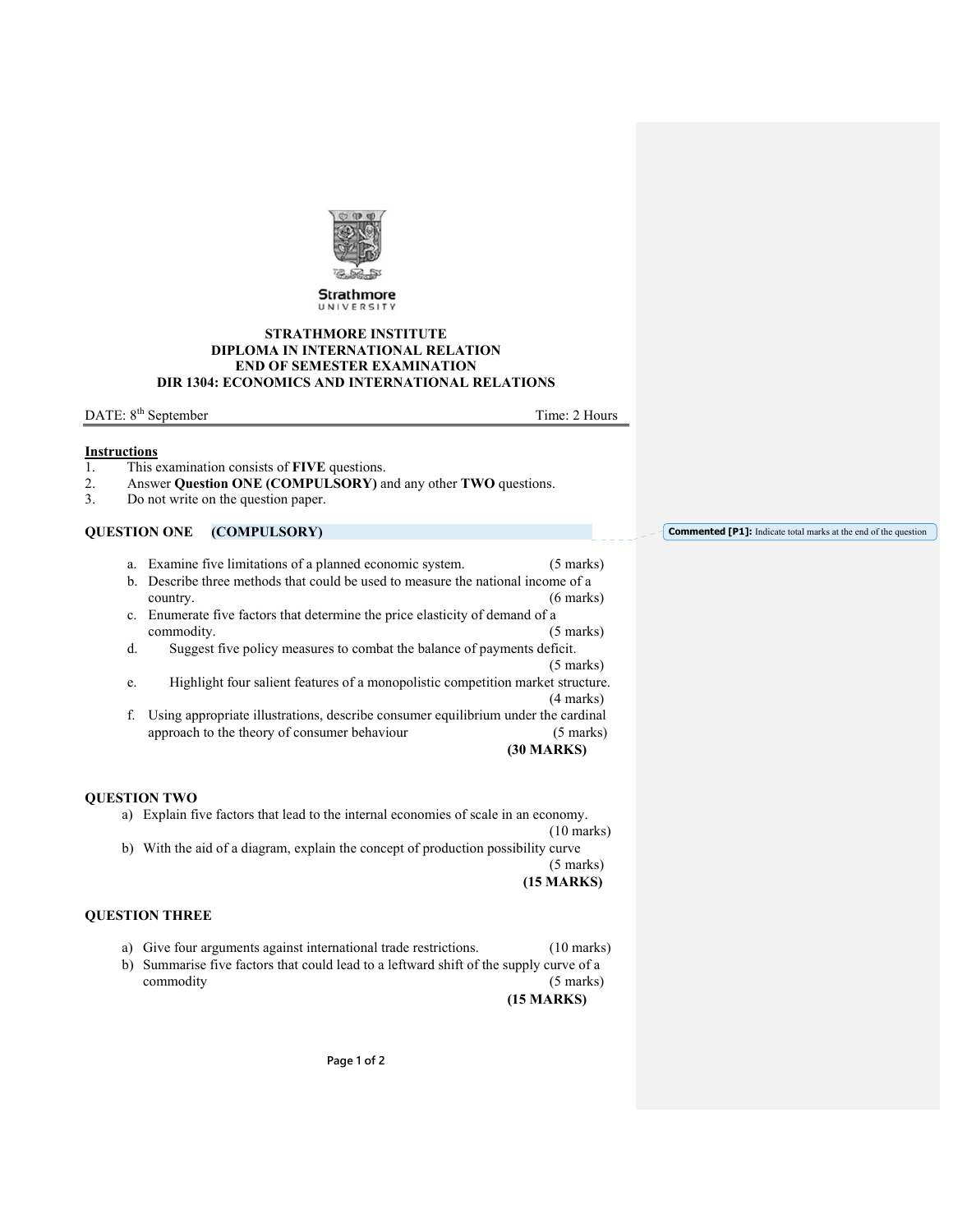**STRATHMORE INSTITUTE**
**DIPLOMA IN INTERNATIONAL RELATION**
**END OF SEMESTER EXAMINATION**
**DIR 1304: ECONOMICS AND INTERNATIONAL RELATIONS**

DATE: 8th September — Time: 2 Hours

**Instructions**

1. This examination consists of **FIVE** questions.
2. Answer **Question ONE (COMPULSORY)** and any other **TWO** questions.
3. Do not write on the question paper.

**Commented [P1]:** Indicate total marks at the end of the question

## QUESTION ONE (COMPULSORY)

a. Examine five limitations of a planned economic system. (5 marks)

b. Describe three methods that could be used to measure the national income of a country. (6 marks)

c. Enumerate five factors that determine the price elasticity of demand of a commodity. (5 marks)

d. Suggest five policy measures to combat the balance of payments deficit. (5 marks)

e. Highlight four salient features of a monopolistic competition market structure. (4 marks)

f. Using appropriate illustrations, describe consumer equilibrium under the cardinal approach to the theory of consumer behaviour (5 marks)

**(30 MARKS)**

## QUESTION TWO

a) Explain five factors that lead to the internal economies of scale in an economy. (10 marks)

b) With the aid of a diagram, explain the concept of production possibility curve (5 marks)

**(15 MARKS)**

## QUESTION THREE

a) Give four arguments against international trade restrictions. (10 marks)

b) Summarise five factors that could lead to a leftward shift of the supply curve of a commodity (5 marks)

**(15 MARKS)**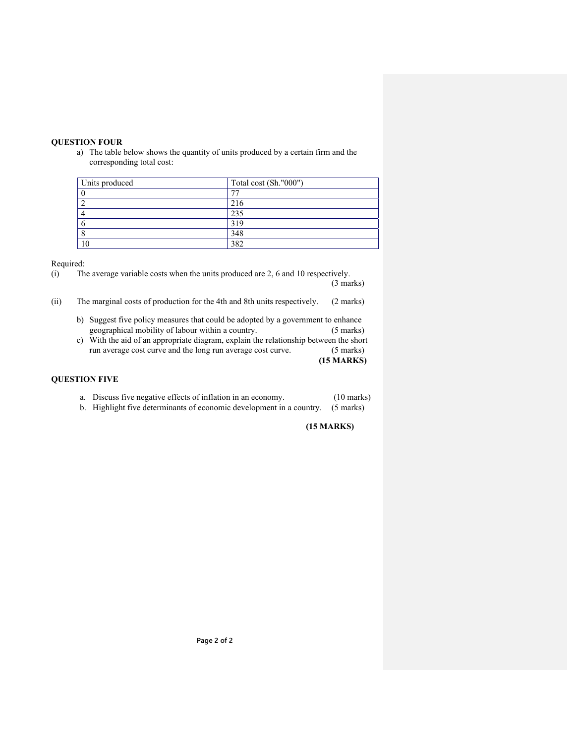## QUESTION FOUR

a) The table below shows the quantity of units produced by a certain firm and the corresponding total cost:

| Units produced | Total cost (Sh."000") |
|---|---|
| 0 | 77 |
| 2 | 216 |
| 4 | 235 |
| 6 | 319 |
| 8 | 348 |
| 10 | 382 |

Required:

(i) The average variable costs when the units produced are 2, 6 and 10 respectively. (3 marks)

(ii) The marginal costs of production for the 4th and 8th units respectively. (2 marks)

b) Suggest five policy measures that could be adopted by a government to enhance geographical mobility of labour within a country. (5 marks)

c) With the aid of an appropriate diagram, explain the relationship between the short run average cost curve and the long run average cost curve. (5 marks)

**(15 MARKS)**

## QUESTION FIVE

a. Discuss five negative effects of inflation in an economy. (10 marks)

b. Highlight five determinants of economic development in a country. (5 marks)

**(15 MARKS)**